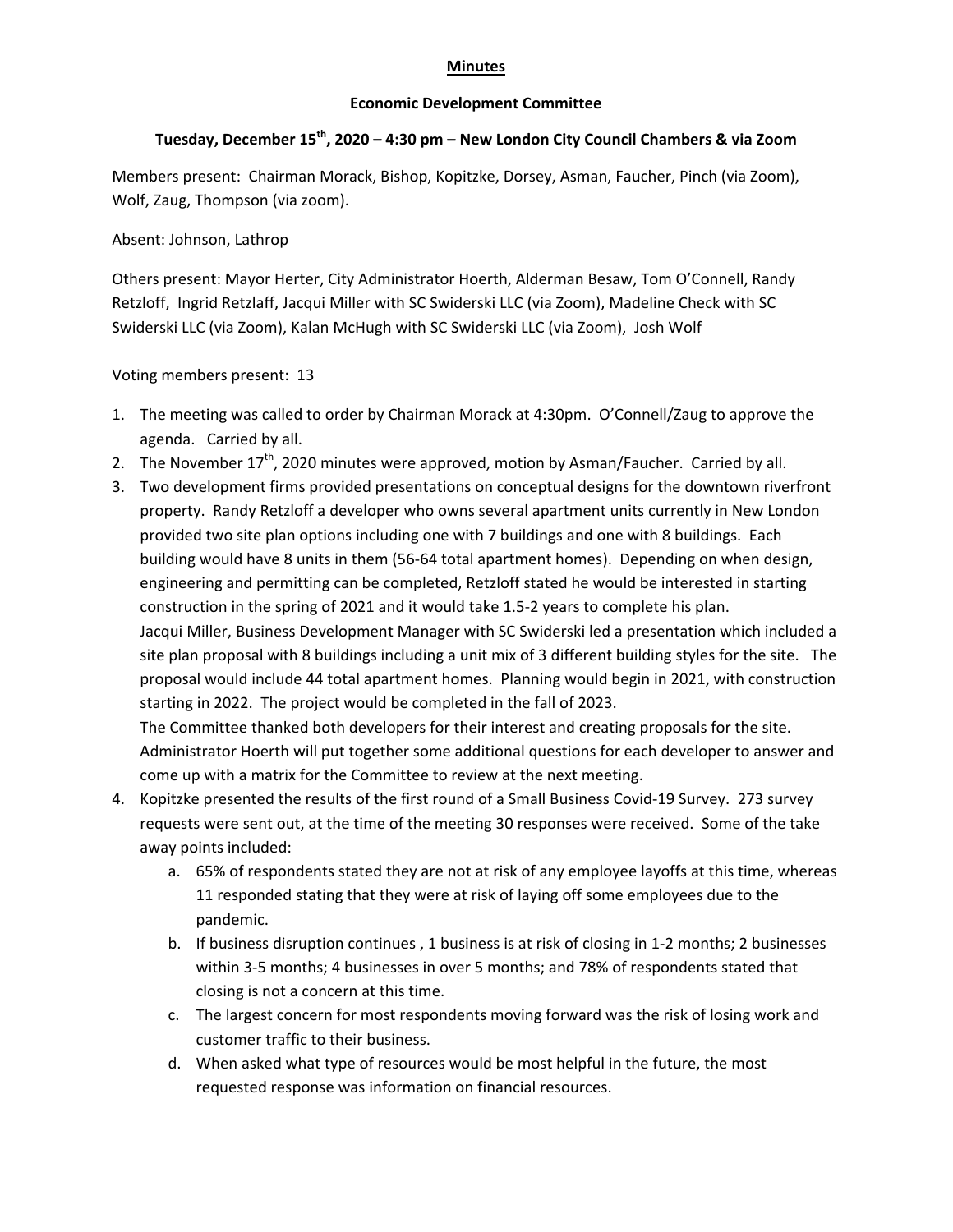**Minutes**

**Economic Development Committee**

**Tuesday, December 15th, 2020 – 4:30 pm – New London City Council Chambers & via Zoom**

Members present: Chairman Morack, Bishop, Kopitzke, Dorsey, Asman, Faucher, Pinch (via Zoom), Wolf, Zaug, Thompson (via zoom).

Absent: Johnson, Lathrop

Others present: Mayor Herter, City Administrator Hoerth, Alderman Besaw, Tom O'Connell, Randy Retzloff, Ingrid Retzlaff, Jacqui Miller with SC Swiderski LLC (via Zoom), Madeline Check with SC Swiderski LLC (via Zoom), Kalan McHugh with SC Swiderski LLC (via Zoom), Josh Wolf

Voting members present: 13

1. The meeting was called to order by Chairman Morack at 4:30pm. O'Connell/Zaug to approve the agenda. Carried by all.
2. The November 17th, 2020 minutes were approved, motion by Asman/Faucher. Carried by all.
3. Two development firms provided presentations on conceptual designs for the downtown riverfront property. Randy Retzloff a developer who owns several apartment units currently in New London provided two site plan options including one with 7 buildings and one with 8 buildings. Each building would have 8 units in them (56-64 total apartment homes). Depending on when design, engineering and permitting can be completed, Retzloff stated he would be interested in starting construction in the spring of 2021 and it would take 1.5-2 years to complete his plan.
   Jacqui Miller, Business Development Manager with SC Swiderski led a presentation which included a site plan proposal with 8 buildings including a unit mix of 3 different building styles for the site. The proposal would include 44 total apartment homes. Planning would begin in 2021, with construction starting in 2022. The project would be completed in the fall of 2023.
   The Committee thanked both developers for their interest and creating proposals for the site. Administrator Hoerth will put together some additional questions for each developer to answer and come up with a matrix for the Committee to review at the next meeting.
4. Kopitzke presented the results of the first round of a Small Business Covid-19 Survey. 273 survey requests were sent out, at the time of the meeting 30 responses were received. Some of the take away points included:
   a. 65% of respondents stated they are not at risk of any employee layoffs at this time, whereas 11 responded stating that they were at risk of laying off some employees due to the pandemic.
   b. If business disruption continues , 1 business is at risk of closing in 1-2 months; 2 businesses within 3-5 months; 4 businesses in over 5 months; and 78% of respondents stated that closing is not a concern at this time.
   c. The largest concern for most respondents moving forward was the risk of losing work and customer traffic to their business.
   d. When asked what type of resources would be most helpful in the future, the most requested response was information on financial resources.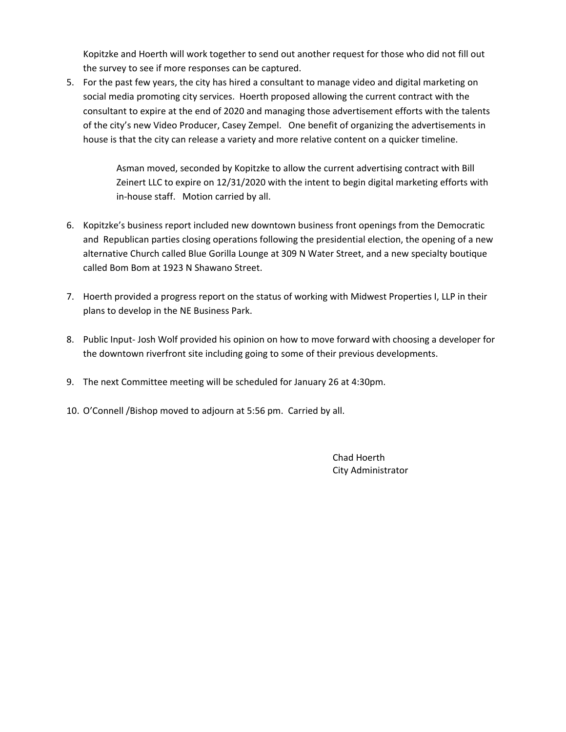Kopitzke and Hoerth will work together to send out another request for those who did not fill out the survey to see if more responses can be captured.

5. For the past few years, the city has hired a consultant to manage video and digital marketing on social media promoting city services. Hoerth proposed allowing the current contract with the consultant to expire at the end of 2020 and managing those advertisement efforts with the talents of the city's new Video Producer, Casey Zempel. One benefit of organizing the advertisements in house is that the city can release a variety and more relative content on a quicker timeline.

   Asman moved, seconded by Kopitzke to allow the current advertising contract with Bill Zeinert LLC to expire on 12/31/2020 with the intent to begin digital marketing efforts with in-house staff. Motion carried by all.

6. Kopitzke's business report included new downtown business front openings from the Democratic and Republican parties closing operations following the presidential election, the opening of a new alternative Church called Blue Gorilla Lounge at 309 N Water Street, and a new specialty boutique called Bom Bom at 1923 N Shawano Street.

7. Hoerth provided a progress report on the status of working with Midwest Properties I, LLP in their plans to develop in the NE Business Park.

8. Public Input- Josh Wolf provided his opinion on how to move forward with choosing a developer for the downtown riverfront site including going to some of their previous developments.

9. The next Committee meeting will be scheduled for January 26 at 4:30pm.

10. O'Connell /Bishop moved to adjourn at 5:56 pm. Carried by all.

Chad Hoerth
City Administrator